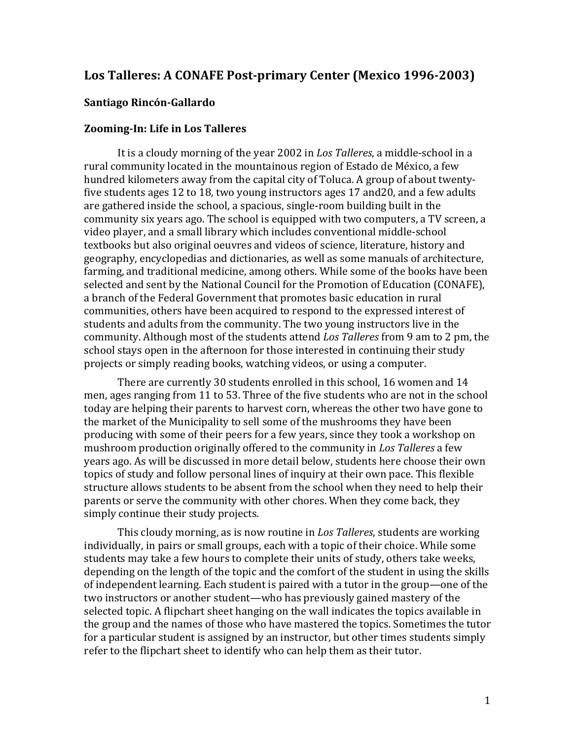# Los Talleres: A CONAFE Post-primary Center (Mexico 1996-2003)

**Santiago Rincón-Gallardo**

## Zooming-In: Life in Los Talleres

It is a cloudy morning of the year 2002 in *Los Talleres*, a middle-school in a rural community located in the mountainous region of Estado de México, a few hundred kilometers away from the capital city of Toluca. A group of about twenty-five students ages 12 to 18, two young instructors ages 17 and20, and a few adults are gathered inside the school, a spacious, single-room building built in the community six years ago. The school is equipped with two computers, a TV screen, a video player, and a small library which includes conventional middle-school textbooks but also original oeuvres and videos of science, literature, history and geography, encyclopedias and dictionaries, as well as some manuals of architecture, farming, and traditional medicine, among others. While some of the books have been selected and sent by the National Council for the Promotion of Education (CONAFE), a branch of the Federal Government that promotes basic education in rural communities, others have been acquired to respond to the expressed interest of students and adults from the community. The two young instructors live in the community. Although most of the students attend *Los Talleres* from 9 am to 2 pm, the school stays open in the afternoon for those interested in continuing their study projects or simply reading books, watching videos, or using a computer.

There are currently 30 students enrolled in this school, 16 women and 14 men, ages ranging from 11 to 53. Three of the five students who are not in the school today are helping their parents to harvest corn, whereas the other two have gone to the market of the Municipality to sell some of the mushrooms they have been producing with some of their peers for a few years, since they took a workshop on mushroom production originally offered to the community in *Los Talleres* a few years ago. As will be discussed in more detail below, students here choose their own topics of study and follow personal lines of inquiry at their own pace. This flexible structure allows students to be absent from the school when they need to help their parents or serve the community with other chores. When they come back, they simply continue their study projects.

This cloudy morning, as is now routine in *Los Talleres*, students are working individually, in pairs or small groups, each with a topic of their choice. While some students may take a few hours to complete their units of study, others take weeks, depending on the length of the topic and the comfort of the student in using the skills of independent learning. Each student is paired with a tutor in the group—one of the two instructors or another student—who has previously gained mastery of the selected topic. A flipchart sheet hanging on the wall indicates the topics available in the group and the names of those who have mastered the topics. Sometimes the tutor for a particular student is assigned by an instructor, but other times students simply refer to the flipchart sheet to identify who can help them as their tutor.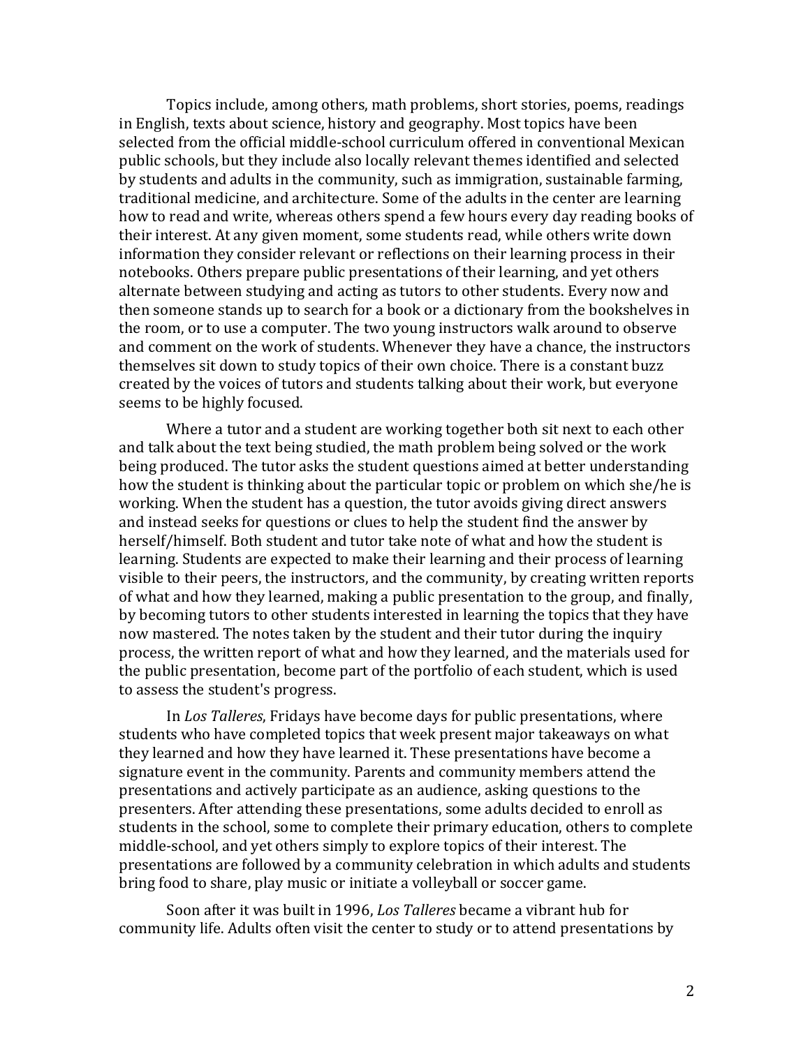Topics include, among others, math problems, short stories, poems, readings in English, texts about science, history and geography. Most topics have been selected from the official middle-school curriculum offered in conventional Mexican public schools, but they include also locally relevant themes identified and selected by students and adults in the community, such as immigration, sustainable farming, traditional medicine, and architecture. Some of the adults in the center are learning how to read and write, whereas others spend a few hours every day reading books of their interest. At any given moment, some students read, while others write down information they consider relevant or reflections on their learning process in their notebooks. Others prepare public presentations of their learning, and yet others alternate between studying and acting as tutors to other students. Every now and then someone stands up to search for a book or a dictionary from the bookshelves in the room, or to use a computer. The two young instructors walk around to observe and comment on the work of students. Whenever they have a chance, the instructors themselves sit down to study topics of their own choice. There is a constant buzz created by the voices of tutors and students talking about their work, but everyone seems to be highly focused.

Where a tutor and a student are working together both sit next to each other and talk about the text being studied, the math problem being solved or the work being produced. The tutor asks the student questions aimed at better understanding how the student is thinking about the particular topic or problem on which she/he is working. When the student has a question, the tutor avoids giving direct answers and instead seeks for questions or clues to help the student find the answer by herself/himself. Both student and tutor take note of what and how the student is learning. Students are expected to make their learning and their process of learning visible to their peers, the instructors, and the community, by creating written reports of what and how they learned, making a public presentation to the group, and finally, by becoming tutors to other students interested in learning the topics that they have now mastered. The notes taken by the student and their tutor during the inquiry process, the written report of what and how they learned, and the materials used for the public presentation, become part of the portfolio of each student, which is used to assess the student's progress.

In *Los Talleres*, Fridays have become days for public presentations, where students who have completed topics that week present major takeaways on what they learned and how they have learned it. These presentations have become a signature event in the community. Parents and community members attend the presentations and actively participate as an audience, asking questions to the presenters. After attending these presentations, some adults decided to enroll as students in the school, some to complete their primary education, others to complete middle-school, and yet others simply to explore topics of their interest. The presentations are followed by a community celebration in which adults and students bring food to share, play music or initiate a volleyball or soccer game.

Soon after it was built in 1996, *Los Talleres* became a vibrant hub for community life. Adults often visit the center to study or to attend presentations by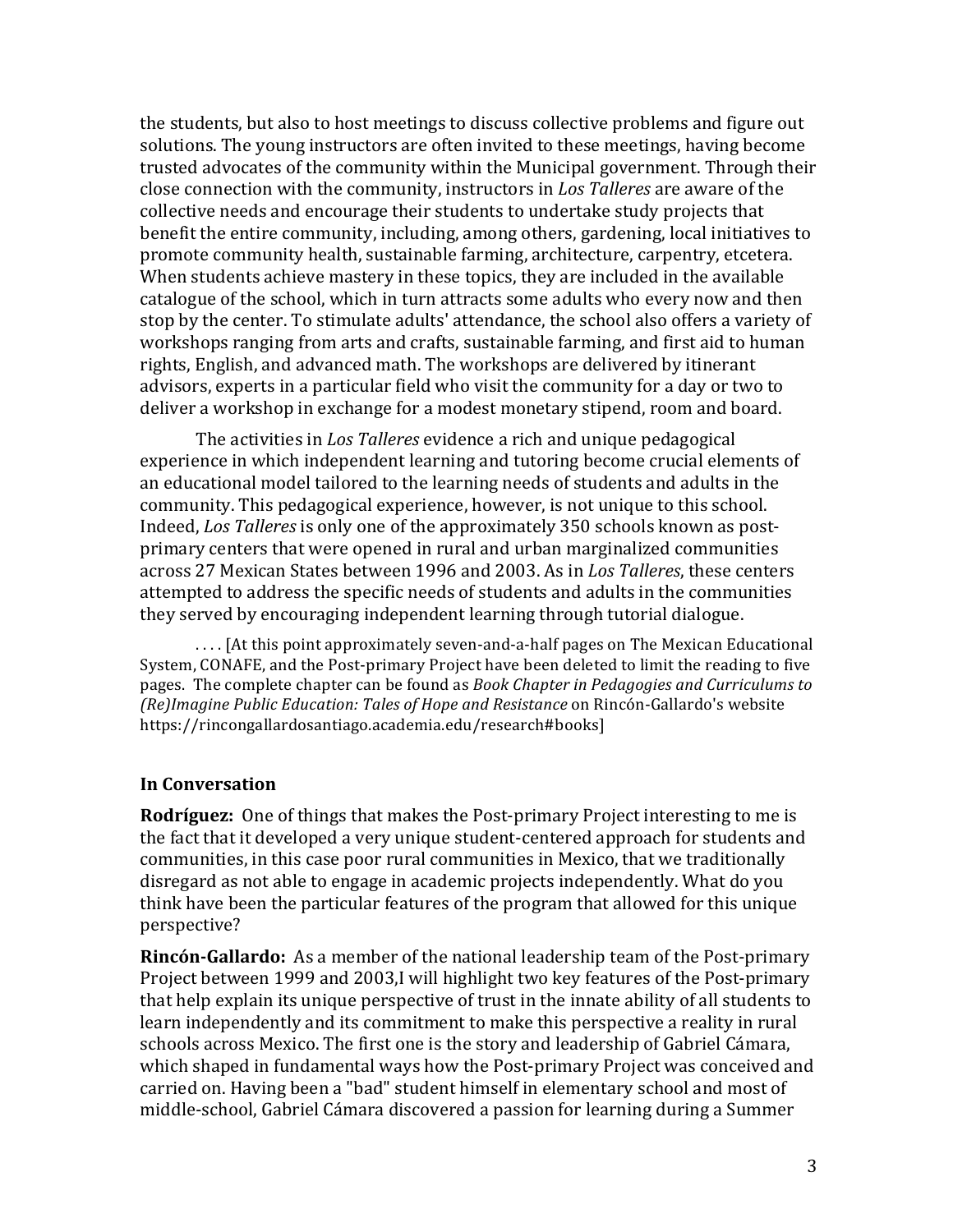the students, but also to host meetings to discuss collective problems and figure out solutions. The young instructors are often invited to these meetings, having become trusted advocates of the community within the Municipal government. Through their close connection with the community, instructors in *Los Talleres* are aware of the collective needs and encourage their students to undertake study projects that benefit the entire community, including, among others, gardening, local initiatives to promote community health, sustainable farming, architecture, carpentry, etcetera. When students achieve mastery in these topics, they are included in the available catalogue of the school, which in turn attracts some adults who every now and then stop by the center. To stimulate adults' attendance, the school also offers a variety of workshops ranging from arts and crafts, sustainable farming, and first aid to human rights, English, and advanced math. The workshops are delivered by itinerant advisors, experts in a particular field who visit the community for a day or two to deliver a workshop in exchange for a modest monetary stipend, room and board.

The activities in *Los Talleres* evidence a rich and unique pedagogical experience in which independent learning and tutoring become crucial elements of an educational model tailored to the learning needs of students and adults in the community. This pedagogical experience, however, is not unique to this school. Indeed, *Los Talleres* is only one of the approximately 350 schools known as post-primary centers that were opened in rural and urban marginalized communities across 27 Mexican States between 1996 and 2003. As in *Los Talleres*, these centers attempted to address the specific needs of students and adults in the communities they served by encouraging independent learning through tutorial dialogue.

. . . . [At this point approximately seven-and-a-half pages on The Mexican Educational System, CONAFE, and the Post-primary Project have been deleted to limit the reading to five pages. The complete chapter can be found as *Book Chapter in Pedagogies and Curriculums to (Re)Imagine Public Education: Tales of Hope and Resistance* on Rincón-Gallardo's website https://rincongallardosantiago.academia.edu/research#books]

### In Conversation

**Rodríguez:** One of things that makes the Post-primary Project interesting to me is the fact that it developed a very unique student-centered approach for students and communities, in this case poor rural communities in Mexico, that we traditionally disregard as not able to engage in academic projects independently. What do you think have been the particular features of the program that allowed for this unique perspective?

**Rincón-Gallardo:** As a member of the national leadership team of the Post-primary Project between 1999 and 2003,I will highlight two key features of the Post-primary that help explain its unique perspective of trust in the innate ability of all students to learn independently and its commitment to make this perspective a reality in rural schools across Mexico. The first one is the story and leadership of Gabriel Cámara, which shaped in fundamental ways how the Post-primary Project was conceived and carried on. Having been a "bad" student himself in elementary school and most of middle-school, Gabriel Cámara discovered a passion for learning during a Summer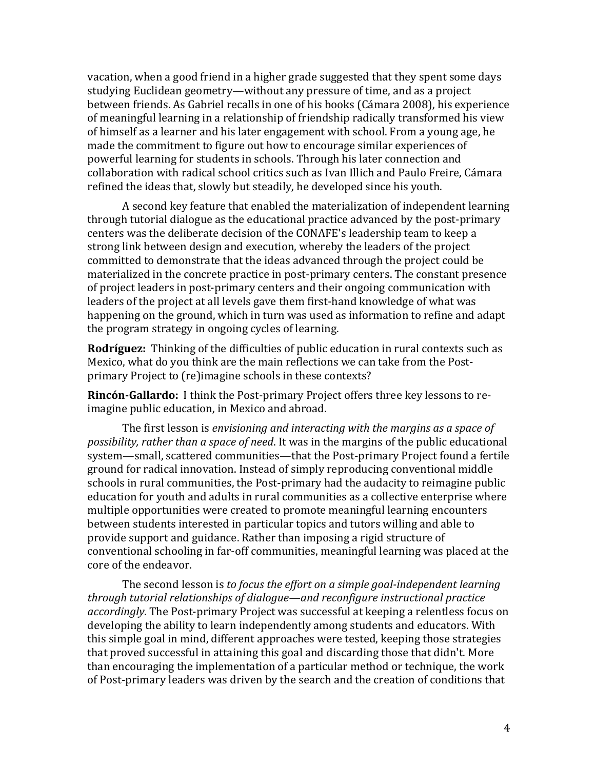vacation, when a good friend in a higher grade suggested that they spent some days studying Euclidean geometry—without any pressure of time, and as a project between friends. As Gabriel recalls in one of his books (Cámara 2008), his experience of meaningful learning in a relationship of friendship radically transformed his view of himself as a learner and his later engagement with school. From a young age, he made the commitment to figure out how to encourage similar experiences of powerful learning for students in schools. Through his later connection and collaboration with radical school critics such as Ivan Illich and Paulo Freire, Cámara refined the ideas that, slowly but steadily, he developed since his youth.

A second key feature that enabled the materialization of independent learning through tutorial dialogue as the educational practice advanced by the post-primary centers was the deliberate decision of the CONAFE's leadership team to keep a strong link between design and execution, whereby the leaders of the project committed to demonstrate that the ideas advanced through the project could be materialized in the concrete practice in post-primary centers. The constant presence of project leaders in post-primary centers and their ongoing communication with leaders of the project at all levels gave them first-hand knowledge of what was happening on the ground, which in turn was used as information to refine and adapt the program strategy in ongoing cycles of learning.

**Rodríguez:** Thinking of the difficulties of public education in rural contexts such as Mexico, what do you think are the main reflections we can take from the Post-primary Project to (re)imagine schools in these contexts?

**Rincón-Gallardo:** I think the Post-primary Project offers three key lessons to re-imagine public education, in Mexico and abroad.

The first lesson is *envisioning and interacting with the margins as a space of possibility, rather than a space of need*. It was in the margins of the public educational system—small, scattered communities—that the Post-primary Project found a fertile ground for radical innovation. Instead of simply reproducing conventional middle schools in rural communities, the Post-primary had the audacity to reimagine public education for youth and adults in rural communities as a collective enterprise where multiple opportunities were created to promote meaningful learning encounters between students interested in particular topics and tutors willing and able to provide support and guidance. Rather than imposing a rigid structure of conventional schooling in far-off communities, meaningful learning was placed at the core of the endeavor.

The second lesson is *to focus the effort on a simple goal-independent learning through tutorial relationships of dialogue—and reconfigure instructional practice accordingly*. The Post-primary Project was successful at keeping a relentless focus on developing the ability to learn independently among students and educators. With this simple goal in mind, different approaches were tested, keeping those strategies that proved successful in attaining this goal and discarding those that didn't. More than encouraging the implementation of a particular method or technique, the work of Post-primary leaders was driven by the search and the creation of conditions that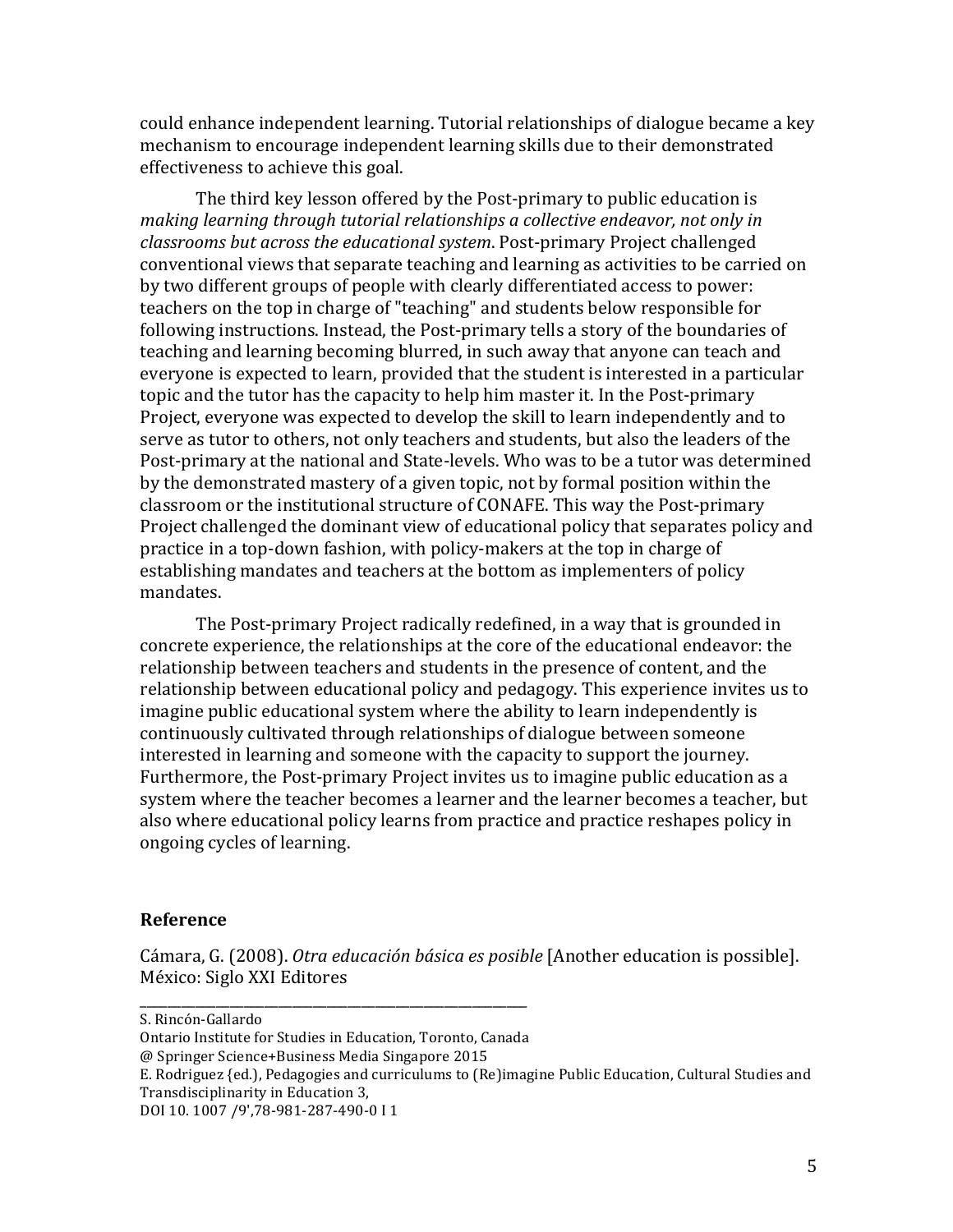could enhance independent learning. Tutorial relationships of dialogue became a key mechanism to encourage independent learning skills due to their demonstrated effectiveness to achieve this goal.

The third key lesson offered by the Post-primary to public education is *making learning through tutorial relationships a collective endeavor, not only in classrooms but across the educational system*. Post-primary Project challenged conventional views that separate teaching and learning as activities to be carried on by two different groups of people with clearly differentiated access to power: teachers on the top in charge of "teaching" and students below responsible for following instructions. Instead, the Post-primary tells a story of the boundaries of teaching and learning becoming blurred, in such away that anyone can teach and everyone is expected to learn, provided that the student is interested in a particular topic and the tutor has the capacity to help him master it. In the Post-primary Project, everyone was expected to develop the skill to learn independently and to serve as tutor to others, not only teachers and students, but also the leaders of the Post-primary at the national and State-levels. Who was to be a tutor was determined by the demonstrated mastery of a given topic, not by formal position within the classroom or the institutional structure of CONAFE. This way the Post-primary Project challenged the dominant view of educational policy that separates policy and practice in a top-down fashion, with policy-makers at the top in charge of establishing mandates and teachers at the bottom as implementers of policy mandates.

The Post-primary Project radically redefined, in a way that is grounded in concrete experience, the relationships at the core of the educational endeavor: the relationship between teachers and students in the presence of content, and the relationship between educational policy and pedagogy. This experience invites us to imagine public educational system where the ability to learn independently is continuously cultivated through relationships of dialogue between someone interested in learning and someone with the capacity to support the journey. Furthermore, the Post-primary Project invites us to imagine public education as a system where the teacher becomes a learner and the learner becomes a teacher, but also where educational policy learns from practice and practice reshapes policy in ongoing cycles of learning.

## Reference

Cámara, G. (2008). *Otra educación básica es posible* [Another education is possible]. México: Siglo XXI Editores

---

S. Rincón-Gallardo

Ontario Institute for Studies in Education, Toronto, Canada

@ Springer Science+Business Media Singapore 2015

E. Rodriguez {ed.), Pedagogies and curriculums to (Re)imagine Public Education, Cultural Studies and Transdisciplinarity in Education 3,

DOI 10. 1007 /9',78-981-287-490-0 I 1